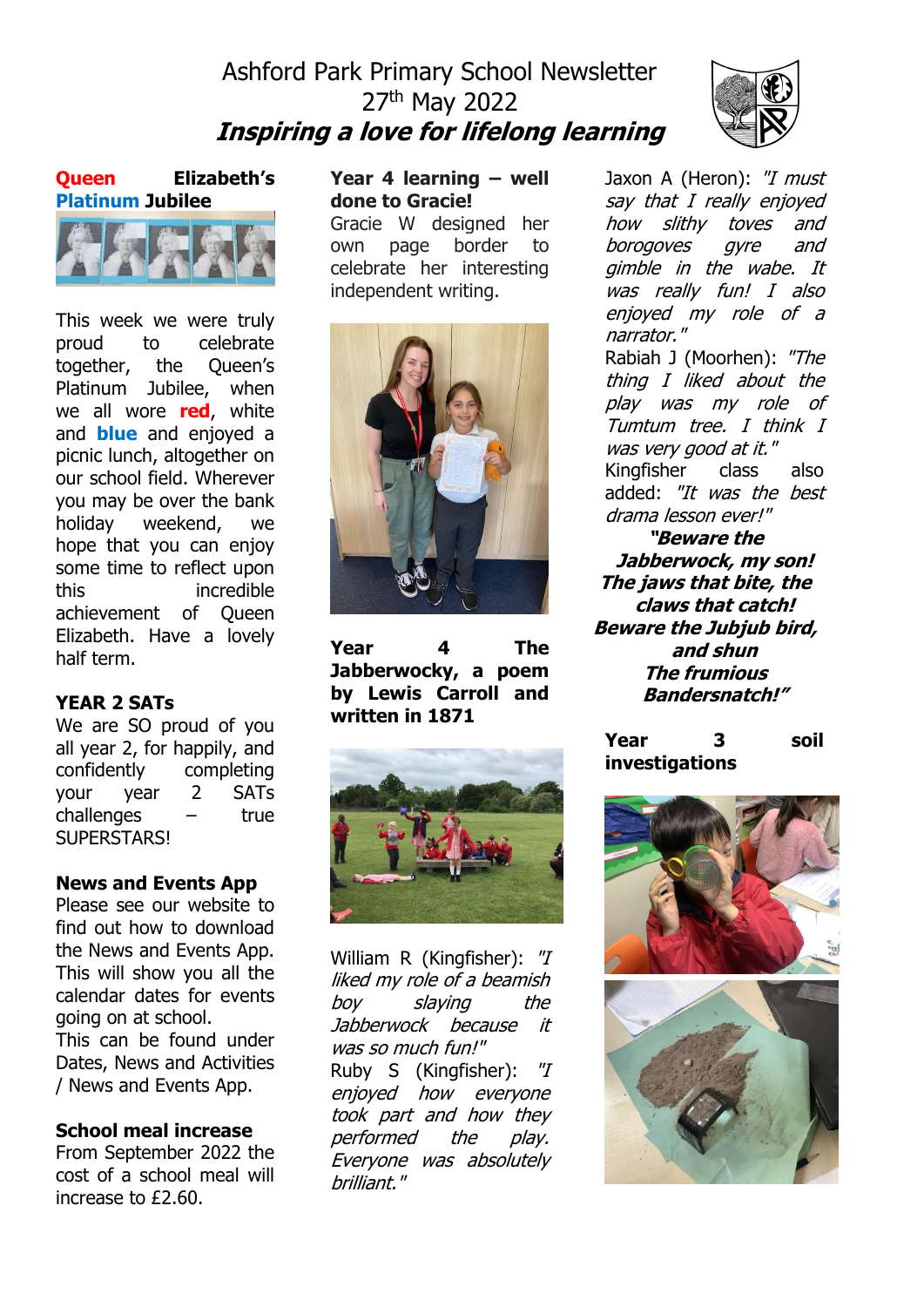# Ashford Park Primary School Newsletter

27th May 2022

***Inspiring a love for lifelong learning***

## Queen Elizabeth's Platinum Jubilee

This week we were truly proud to celebrate together, the Queen's Platinum Jubilee, when we all wore **red**, white and **blue** and enjoyed a picnic lunch, altogether on our school field. Wherever you may be over the bank holiday weekend, we hope that you can enjoy some time to reflect upon this incredible achievement of Queen Elizabeth. Have a lovely half term.

## YEAR 2 SATs

We are SO proud of you all year 2, for happily, and confidently completing your year 2 SATs challenges – true SUPERSTARS!

## News and Events App

Please see our website to find out how to download the News and Events App. This will show you all the calendar dates for events going on at school.
This can be found under Dates, News and Activities / News and Events App.

## School meal increase

From September 2022 the cost of a school meal will increase to £2.60.

## Year 4 learning – well done to Gracie!

Gracie W designed her own page border to celebrate her interesting independent writing.

## Year 4 The Jabberwocky, a poem by Lewis Carroll and written in 1871

William R (Kingfisher): *"I liked my role of a beamish boy slaying the Jabberwock because it was so much fun!"*
Ruby S (Kingfisher): *"I enjoyed how everyone took part and how they performed the play. Everyone was absolutely brilliant."*
Jaxon A (Heron): *"I must say that I really enjoyed how slithy toves gyre and gimble in the wabe. It was really fun! I also enjoyed my role of a narrator."*
Rabiah J (Moorhen): *"The thing I liked about the play was my role of Tumtum tree. I think I was very good at it."*
Kingfisher class also added: *"It was the best drama lesson ever!"*

***"Beware the Jabberwock, my son!
The jaws that bite, the claws that catch!
Beware the Jubjub bird, and shun
The frumious Bandersnatch!"***

## Year 3 soil investigations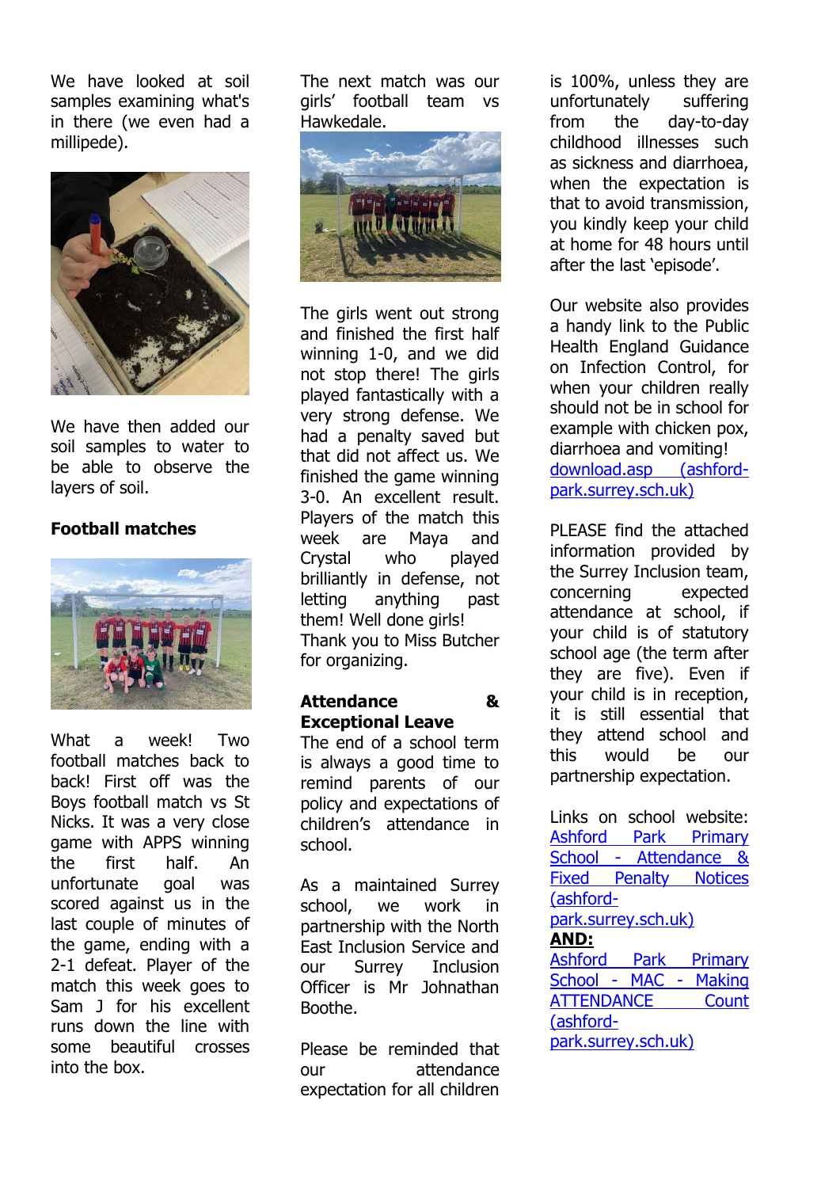We have looked at soil samples examining what's in there (we even had a millipede).

We have then added our soil samples to water to be able to observe the layers of soil.

**Football matches**

What a week! Two football matches back to back! First off was the Boys football match vs St Nicks. It was a very close game with APPS winning the first half. An unfortunate goal was scored against us in the last couple of minutes of the game, ending with a 2-1 defeat. Player of the match this week goes to Sam J for his excellent runs down the line with some beautiful crosses into the box.

The next match was our girls' football team vs Hawkedale.

The girls went out strong and finished the first half winning 1-0, and we did not stop there! The girls played fantastically with a very strong defense. We had a penalty saved but that did not affect us. We finished the game winning 3-0. An excellent result. Players of the match this week are Maya and Crystal who played brilliantly in defense, not letting anything past them! Well done girls!
Thank you to Miss Butcher for organizing.

**Attendance & Exceptional Leave**

The end of a school term is always a good time to remind parents of our policy and expectations of children's attendance in school.

As a maintained Surrey school, we work in partnership with the North East Inclusion Service and our Surrey Inclusion Officer is Mr Johnathan Boothe.

Please be reminded that our attendance expectation for all children is 100%, unless they are unfortunately suffering from the day-to-day childhood illnesses such as sickness and diarrhoea, when the expectation is that to avoid transmission, you kindly keep your child at home for 48 hours until after the last 'episode'.

Our website also provides a handy link to the Public Health England Guidance on Infection Control, for when your children really should not be in school for example with chicken pox, diarrhoea and vomiting!
[download.asp (ashford-park.surrey.sch.uk)]

PLEASE find the attached information provided by the Surrey Inclusion team, concerning expected attendance at school, if your child is of statutory school age (the term after they are five). Even if your child is in reception, it is still essential that they attend school and this would be our partnership expectation.

Links on school website:
[Ashford Park Primary School - Attendance & Fixed Penalty Notices (ashford-park.surrey.sch.uk)]
**AND:**
[Ashford Park Primary School - MAC - Making ATTENDANCE Count (ashford-park.surrey.sch.uk)]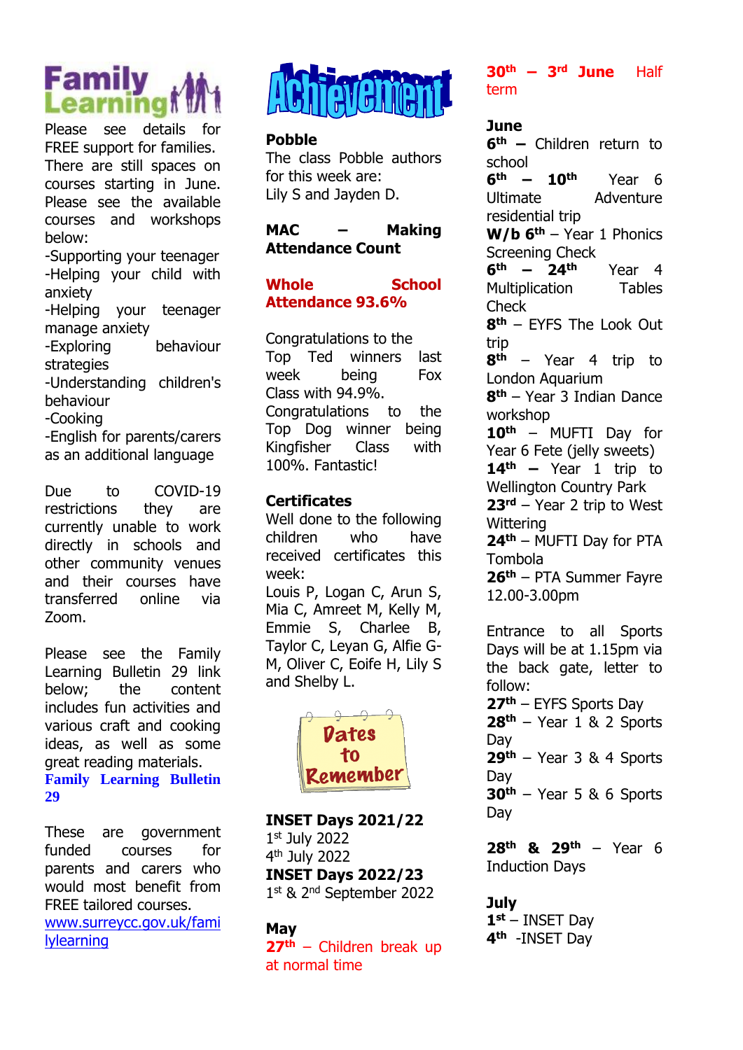## Family Learning

Please see details for FREE support for families. There are still spaces on courses starting in June. Please see the available courses and workshops below:

- Supporting your teenager
- Helping your child with anxiety
- Helping your teenager manage anxiety
- Exploring behaviour strategies
- Understanding children's behaviour
- Cooking
- English for parents/carers as an additional language

Due to COVID-19 restrictions they are currently unable to work directly in schools and other community venues and their courses have transferred online via Zoom.

Please see the Family Learning Bulletin 29 link below; the content includes fun activities and various craft and cooking ideas, as well as some great reading materials.

**Family Learning Bulletin 29**

These are government funded courses for parents and carers who would most benefit from FREE tailored courses.

www.surreycc.gov.uk/familylearning

## Achievement

**Pobble**
The class Pobble authors for this week are:
Lily S and Jayden D.

**MAC – Making Attendance Count**

**Whole School Attendance 93.6%**

Congratulations to the Top Ted winners last week being Fox Class with 94.9%.
Congratulations to the Top Dog winner being Kingfisher Class with 100%. Fantastic!

**Certificates**
Well done to the following children who have received certificates this week:
Louis P, Logan C, Arun S, Mia C, Amreet M, Kelly M, Emmie S, Charlee B, Taylor C, Leyan G, Alfie G-M, Oliver C, Eoife H, Lily S and Shelby L.

## Dates to Remember

**INSET Days 2021/22**
1st July 2022
4th July 2022
**INSET Days 2022/23**
1st & 2nd September 2022

**May**
**27th** – Children break up at normal time

**30th – 3rd June** Half term

**June**
**6th –** Children return to school
**6th – 10th** Year 6 Ultimate Adventure residential trip
**W/b 6th** – Year 1 Phonics Screening Check
**6th – 24th** Year 4 Multiplication Tables Check
**8th** – EYFS The Look Out trip
**8th** – Year 4 trip to London Aquarium
**8th** – Year 3 Indian Dance workshop
**10th** – MUFTI Day for Year 6 Fete (jelly sweets)
**14th –** Year 1 trip to Wellington Country Park
**23rd** – Year 2 trip to West Wittering
**24th** – MUFTI Day for PTA Tombola
**26th** – PTA Summer Fayre 12.00-3.00pm

Entrance to all Sports Days will be at 1.15pm via the back gate, letter to follow:
**27th** – EYFS Sports Day
**28th** – Year 1 & 2 Sports Day
**29th** – Year 3 & 4 Sports Day
**30th** – Year 5 & 6 Sports Day

**28th & 29th** – Year 6 Induction Days

**July**
**1st** – INSET Day
**4th** -INSET Day